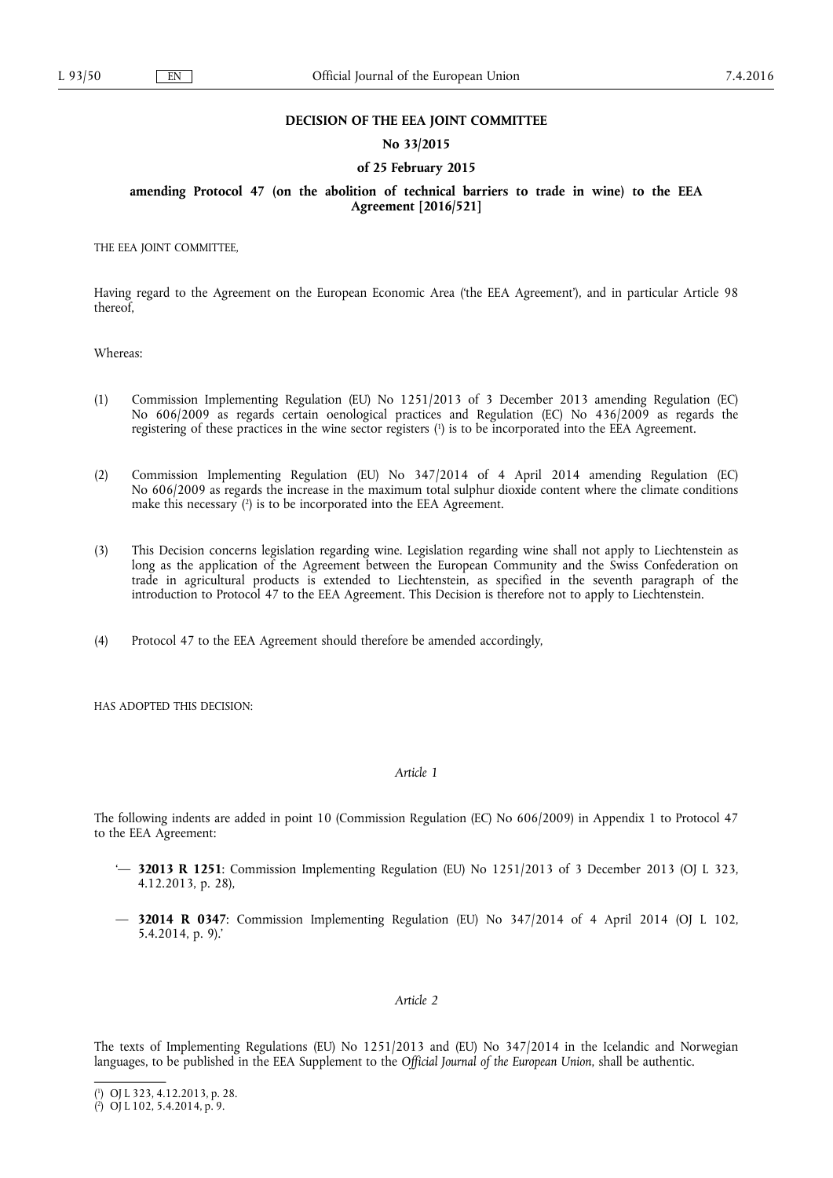**DECISION OF THE EEA JOINT COMMITTEE**

**No 33/2015**

**of 25 February 2015**

**amending Protocol 47 (on the abolition of technical barriers to trade in wine) to the EEA Agreement [2016/521]**

THE EEA JOINT COMMITTEE,

Having regard to the Agreement on the European Economic Area ('the EEA Agreement'), and in particular Article 98 thereof,

Whereas:

(1) Commission Implementing Regulation (EU) No 1251/2013 of 3 December 2013 amending Regulation (EC) No 606/2009 as regards certain oenological practices and Regulation (EC) No 436/2009 as regards the registering of these practices in the wine sector registers [1] is to be incorporated into the EEA Agreement.

(2) Commission Implementing Regulation (EU) No 347/2014 of 4 April 2014 amending Regulation (EC) No 606/2009 as regards the increase in the maximum total sulphur dioxide content where the climate conditions make this necessary [2] is to be incorporated into the EEA Agreement.

(3) This Decision concerns legislation regarding wine. Legislation regarding wine shall not apply to Liechtenstein as long as the application of the Agreement between the European Community and the Swiss Confederation on trade in agricultural products is extended to Liechtenstein, as specified in the seventh paragraph of the introduction to Protocol 47 to the EEA Agreement. This Decision is therefore not to apply to Liechtenstein.

(4) Protocol 47 to the EEA Agreement should therefore be amended accordingly,

HAS ADOPTED THIS DECISION:

*Article 1*

The following indents are added in point 10 (Commission Regulation (EC) No 606/2009) in Appendix 1 to Protocol 47 to the EEA Agreement:

'— **32013 R 1251**: Commission Implementing Regulation (EU) No 1251/2013 of 3 December 2013 (OJ L 323, 4.12.2013, p. 28),

— **32014 R 0347**: Commission Implementing Regulation (EU) No 347/2014 of 4 April 2014 (OJ L 102, 5.4.2014, p. 9).'

*Article 2*

The texts of Implementing Regulations (EU) No 1251/2013 and (EU) No 347/2014 in the Icelandic and Norwegian languages, to be published in the EEA Supplement to the *Official Journal of the European Union*, shall be authentic.

[1] OJ L 323, 4.12.2013, p. 28.

[2] OJ L 102, 5.4.2014, p. 9.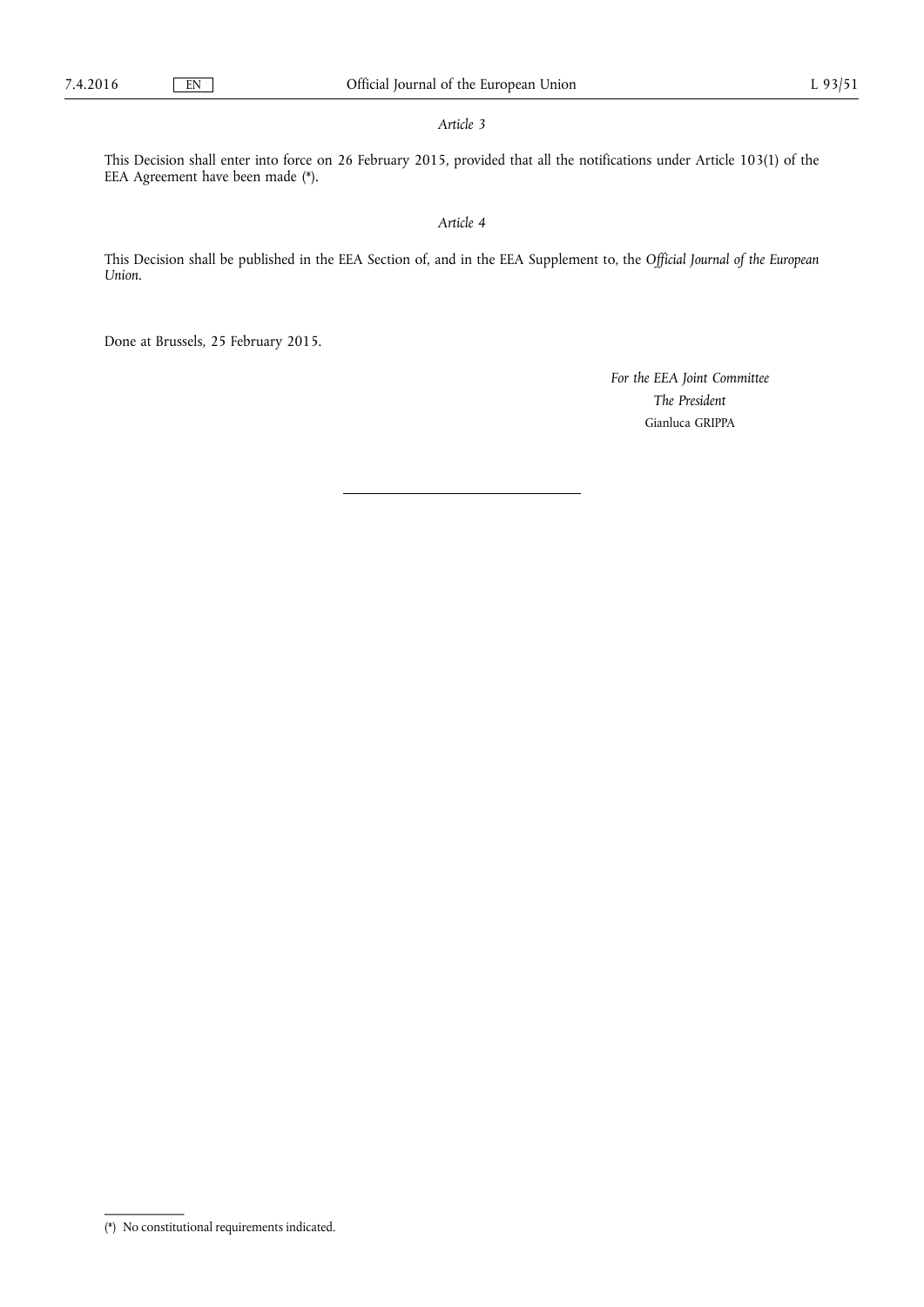*Article 3*

This Decision shall enter into force on 26 February 2015, provided that all the notifications under Article 103(1) of the EEA Agreement have been made (*).

*Article 4*

This Decision shall be published in the EEA Section of, and in the EEA Supplement to, the *Official Journal of the European Union*.

Done at Brussels, 25 February 2015.

*For the EEA Joint Committee*

*The President*

Gianluca GRIPPA

---

(*) No constitutional requirements indicated.